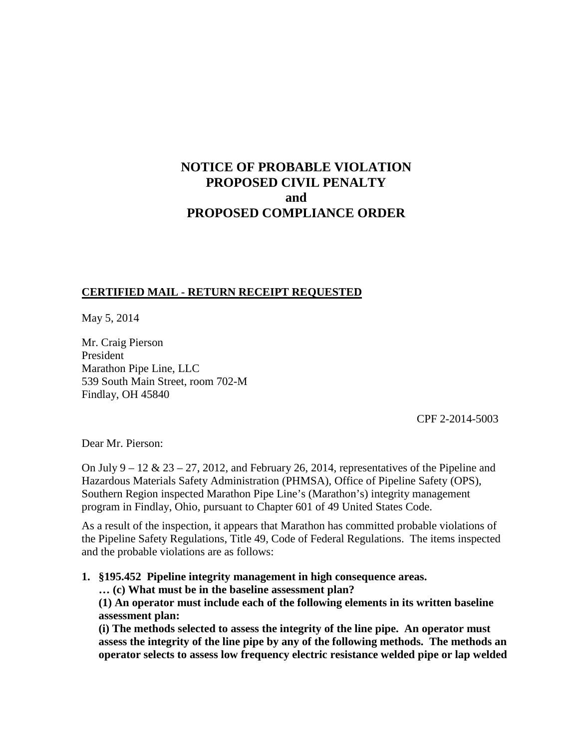# NOTICE OF PROBABLE VIOLATION
# PROPOSED CIVIL PENALTY
# and
# PROPOSED COMPLIANCE ORDER

**CERTIFIED MAIL - RETURN RECEIPT REQUESTED**

May 5, 2014

Mr. Craig Pierson
President
Marathon Pipe Line, LLC
539 South Main Street, room 702-M
Findlay, OH 45840

CPF 2-2014-5003

Dear Mr. Pierson:

On July 9 – 12 & 23 – 27, 2012, and February 26, 2014, representatives of the Pipeline and Hazardous Materials Safety Administration (PHMSA), Office of Pipeline Safety (OPS), Southern Region inspected Marathon Pipe Line's (Marathon's) integrity management program in Findlay, Ohio, pursuant to Chapter 601 of 49 United States Code.

As a result of the inspection, it appears that Marathon has committed probable violations of the Pipeline Safety Regulations, Title 49, Code of Federal Regulations. The items inspected and the probable violations are as follows:

1. **§195.452 Pipeline integrity management in high consequence areas.**
   **… (c) What must be in the baseline assessment plan?**
   **(1) An operator must include each of the following elements in its written baseline assessment plan:**
   **(i) The methods selected to assess the integrity of the line pipe. An operator must assess the integrity of the line pipe by any of the following methods. The methods an operator selects to assess low frequency electric resistance welded pipe or lap welded**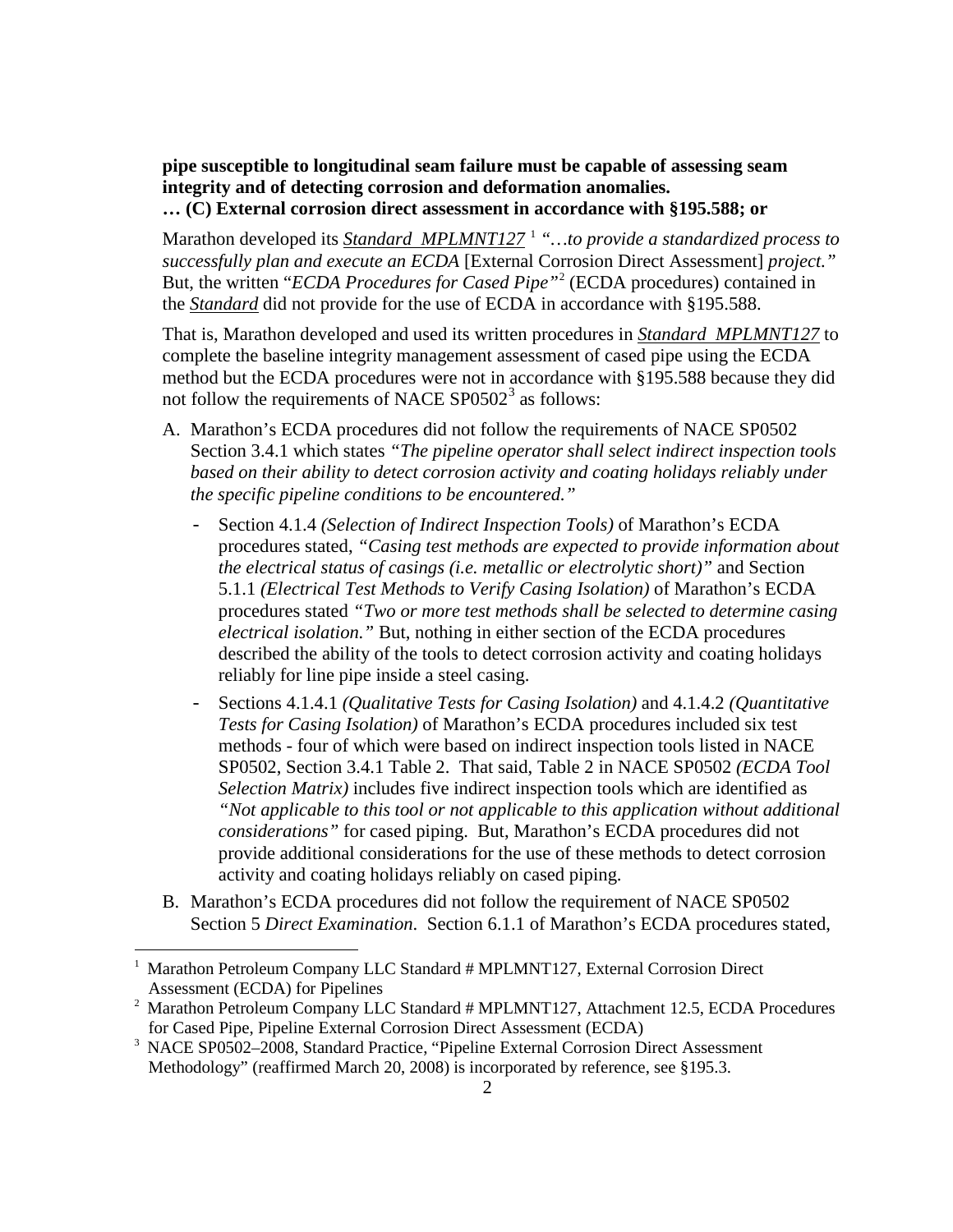**pipe susceptible to longitudinal seam failure must be capable of assessing seam integrity and of detecting corrosion and deformation anomalies.**
**… (C) External corrosion direct assessment in accordance with §195.588; or**

Marathon developed its ***Standard MPLMNT127*** [1] *"…to provide a standardized process to successfully plan and execute an ECDA* [External Corrosion Direct Assessment] *project."* But, the written "*ECDA Procedures for Cased Pipe"*[2] (ECDA procedures) contained in the ***Standard*** did not provide for the use of ECDA in accordance with §195.588.

That is, Marathon developed and used its written procedures in ***Standard MPLMNT127*** to complete the baseline integrity management assessment of cased pipe using the ECDA method but the ECDA procedures were not in accordance with §195.588 because they did not follow the requirements of NACE SP0502[3] as follows:

A. Marathon's ECDA procedures did not follow the requirements of NACE SP0502 Section 3.4.1 which states *"The pipeline operator shall select indirect inspection tools based on their ability to detect corrosion activity and coating holidays reliably under the specific pipeline conditions to be encountered."*

   - Section 4.1.4 *(Selection of Indirect Inspection Tools)* of Marathon's ECDA procedures stated, *"Casing test methods are expected to provide information about the electrical status of casings (i.e. metallic or electrolytic short)"* and Section 5.1.1 *(Electrical Test Methods to Verify Casing Isolation)* of Marathon's ECDA procedures stated *"Two or more test methods shall be selected to determine casing electrical isolation."* But, nothing in either section of the ECDA procedures described the ability of the tools to detect corrosion activity and coating holidays reliably for line pipe inside a steel casing.
   - Sections 4.1.4.1 *(Qualitative Tests for Casing Isolation)* and 4.1.4.2 *(Quantitative Tests for Casing Isolation)* of Marathon's ECDA procedures included six test methods - four of which were based on indirect inspection tools listed in NACE SP0502, Section 3.4.1 Table 2. That said, Table 2 in NACE SP0502 *(ECDA Tool Selection Matrix)* includes five indirect inspection tools which are identified as *"Not applicable to this tool or not applicable to this application without additional considerations"* for cased piping. But, Marathon's ECDA procedures did not provide additional considerations for the use of these methods to detect corrosion activity and coating holidays reliably on cased piping.

B. Marathon's ECDA procedures did not follow the requirement of NACE SP0502 Section 5 *Direct Examination*. Section 6.1.1 of Marathon's ECDA procedures stated,

---

[1] Marathon Petroleum Company LLC Standard # MPLMNT127, External Corrosion Direct Assessment (ECDA) for Pipelines

[2] Marathon Petroleum Company LLC Standard # MPLMNT127, Attachment 12.5, ECDA Procedures for Cased Pipe, Pipeline External Corrosion Direct Assessment (ECDA)

[3] NACE SP0502–2008, Standard Practice, "Pipeline External Corrosion Direct Assessment Methodology" (reaffirmed March 20, 2008) is incorporated by reference, see §195.3.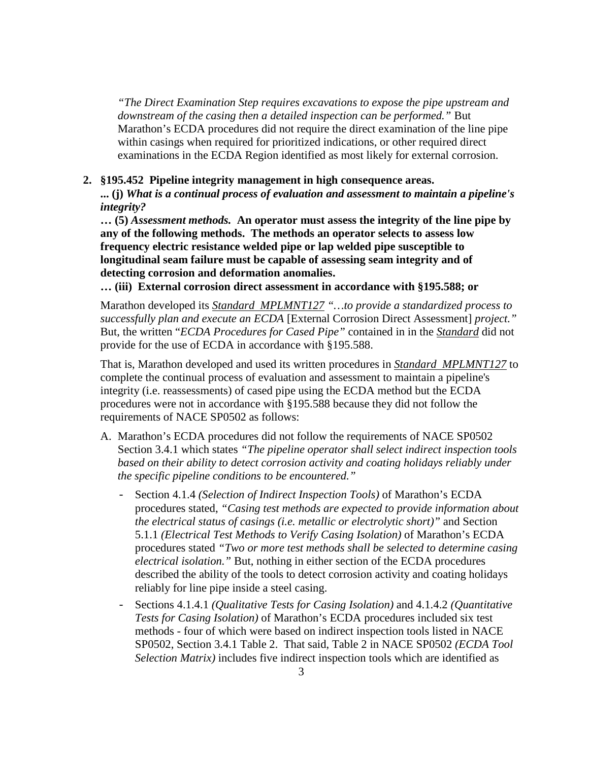*"The Direct Examination Step requires excavations to expose the pipe upstream and downstream of the casing then a detailed inspection can be performed."* But Marathon's ECDA procedures did not require the direct examination of the line pipe within casings when required for prioritized indications, or other required direct examinations in the ECDA Region identified as most likely for external corrosion.

**2. §195.452 Pipeline integrity management in high consequence areas.**
**... (j) *What is a continual process of evaluation and assessment to maintain a pipeline's integrity?***
**… (5) *Assessment methods.* An operator must assess the integrity of the line pipe by any of the following methods. The methods an operator selects to assess low frequency electric resistance welded pipe or lap welded pipe susceptible to longitudinal seam failure must be capable of assessing seam integrity and of detecting corrosion and deformation anomalies.**
**… (iii) External corrosion direct assessment in accordance with §195.588; or**

Marathon developed its Standard MPLMNT127 *"…to provide a standardized process to successfully plan and execute an ECDA* [External Corrosion Direct Assessment] *project."* But, the written "*ECDA Procedures for Cased Pipe"* contained in in the Standard did not provide for the use of ECDA in accordance with §195.588.

That is, Marathon developed and used its written procedures in Standard MPLMNT127 to complete the continual process of evaluation and assessment to maintain a pipeline's integrity (i.e. reassessments) of cased pipe using the ECDA method but the ECDA procedures were not in accordance with §195.588 because they did not follow the requirements of NACE SP0502 as follows:

A. Marathon's ECDA procedures did not follow the requirements of NACE SP0502 Section 3.4.1 which states *"The pipeline operator shall select indirect inspection tools based on their ability to detect corrosion activity and coating holidays reliably under the specific pipeline conditions to be encountered."*

   - Section 4.1.4 *(Selection of Indirect Inspection Tools)* of Marathon's ECDA procedures stated, *"Casing test methods are expected to provide information about the electrical status of casings (i.e. metallic or electrolytic short)"* and Section 5.1.1 *(Electrical Test Methods to Verify Casing Isolation)* of Marathon's ECDA procedures stated *"Two or more test methods shall be selected to determine casing electrical isolation."* But, nothing in either section of the ECDA procedures described the ability of the tools to detect corrosion activity and coating holidays reliably for line pipe inside a steel casing.
   - Sections 4.1.4.1 *(Qualitative Tests for Casing Isolation)* and 4.1.4.2 *(Quantitative Tests for Casing Isolation)* of Marathon's ECDA procedures included six test methods - four of which were based on indirect inspection tools listed in NACE SP0502, Section 3.4.1 Table 2. That said, Table 2 in NACE SP0502 *(ECDA Tool Selection Matrix)* includes five indirect inspection tools which are identified as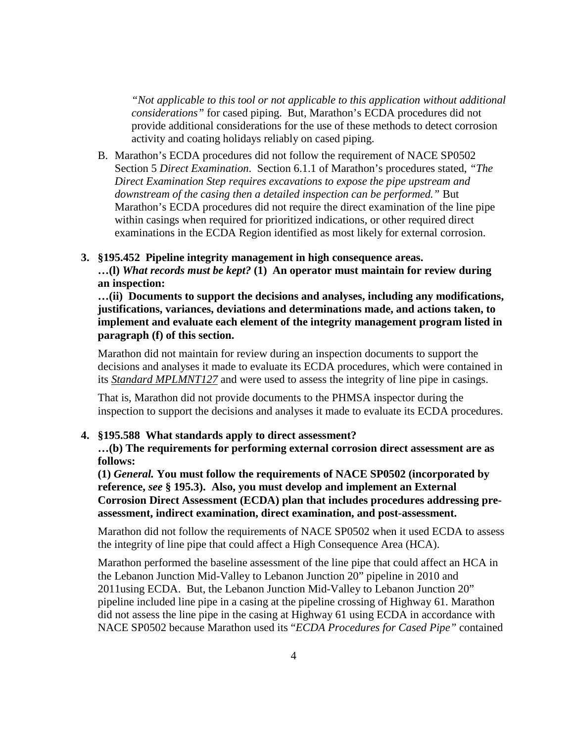*"Not applicable to this tool or not applicable to this application without additional considerations"* for cased piping. But, Marathon's ECDA procedures did not provide additional considerations for the use of these methods to detect corrosion activity and coating holidays reliably on cased piping.

B. Marathon's ECDA procedures did not follow the requirement of NACE SP0502 Section 5 *Direct Examination.* Section 6.1.1 of Marathon's procedures stated, *"The Direct Examination Step requires excavations to expose the pipe upstream and downstream of the casing then a detailed inspection can be performed."* But Marathon's ECDA procedures did not require the direct examination of the line pipe within casings when required for prioritized indications, or other required direct examinations in the ECDA Region identified as most likely for external corrosion.

**3. §195.452 Pipeline integrity management in high consequence areas.**
**…(l) *What records must be kept?* (1) An operator must maintain for review during an inspection:**
**…(ii) Documents to support the decisions and analyses, including any modifications, justifications, variances, deviations and determinations made, and actions taken, to implement and evaluate each element of the integrity management program listed in paragraph (f) of this section.**

Marathon did not maintain for review during an inspection documents to support the decisions and analyses it made to evaluate its ECDA procedures, which were contained in its *Standard MPLMNT127* and were used to assess the integrity of line pipe in casings.

That is, Marathon did not provide documents to the PHMSA inspector during the inspection to support the decisions and analyses it made to evaluate its ECDA procedures.

**4. §195.588 What standards apply to direct assessment?**
**…(b) The requirements for performing external corrosion direct assessment are as follows:**
**(1) *General.* You must follow the requirements of NACE SP0502 (incorporated by reference, *see* § 195.3). Also, you must develop and implement an External Corrosion Direct Assessment (ECDA) plan that includes procedures addressing pre-assessment, indirect examination, direct examination, and post-assessment.**

Marathon did not follow the requirements of NACE SP0502 when it used ECDA to assess the integrity of line pipe that could affect a High Consequence Area (HCA).

Marathon performed the baseline assessment of the line pipe that could affect an HCA in the Lebanon Junction Mid-Valley to Lebanon Junction 20" pipeline in 2010 and 2011using ECDA. But, the Lebanon Junction Mid-Valley to Lebanon Junction 20" pipeline included line pipe in a casing at the pipeline crossing of Highway 61. Marathon did not assess the line pipe in the casing at Highway 61 using ECDA in accordance with NACE SP0502 because Marathon used its "*ECDA Procedures for Cased Pipe"* contained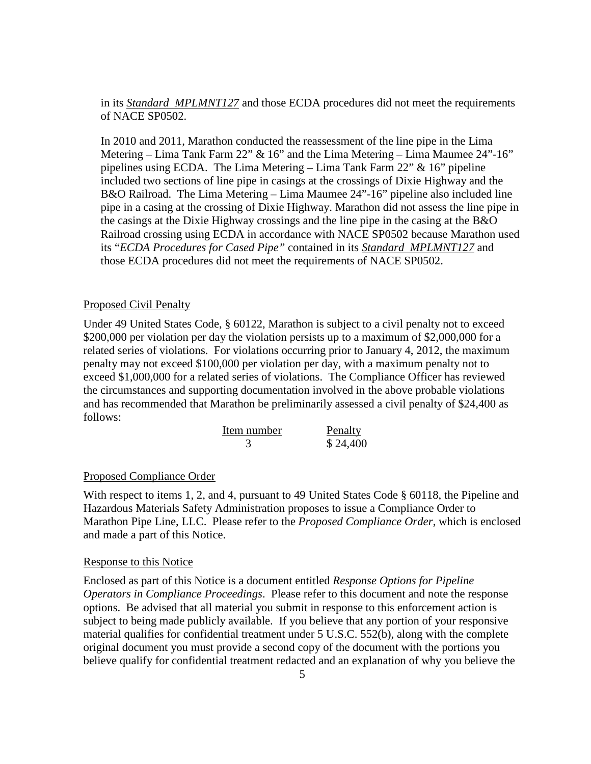in its ***Standard MPLMNT127*** and those ECDA procedures did not meet the requirements of NACE SP0502.

In 2010 and 2011, Marathon conducted the reassessment of the line pipe in the Lima Metering – Lima Tank Farm 22" & 16" and the Lima Metering – Lima Maumee 24"-16" pipelines using ECDA. The Lima Metering – Lima Tank Farm 22" & 16" pipeline included two sections of line pipe in casings at the crossings of Dixie Highway and the B&O Railroad. The Lima Metering – Lima Maumee 24"-16" pipeline also included line pipe in a casing at the crossing of Dixie Highway. Marathon did not assess the line pipe in the casings at the Dixie Highway crossings and the line pipe in the casing at the B&O Railroad crossing using ECDA in accordance with NACE SP0502 because Marathon used its "*ECDA Procedures for Cased Pipe"* contained in its ***Standard MPLMNT127*** and those ECDA procedures did not meet the requirements of NACE SP0502.

## Proposed Civil Penalty

Under 49 United States Code, § 60122, Marathon is subject to a civil penalty not to exceed $200,000 per violation per day the violation persists up to a maximum of $2,000,000 for a related series of violations. For violations occurring prior to January 4, 2012, the maximum penalty may not exceed $100,000 per violation per day, with a maximum penalty not to exceed $1,000,000 for a related series of violations. The Compliance Officer has reviewed the circumstances and supporting documentation involved in the above probable violations and has recommended that Marathon be preliminarily assessed a civil penalty of $24,400 as follows:

| Item number | Penalty |
| --- | --- |
| 3 | $ 24,400 |

## Proposed Compliance Order

With respect to items 1, 2, and 4, pursuant to 49 United States Code § 60118, the Pipeline and Hazardous Materials Safety Administration proposes to issue a Compliance Order to Marathon Pipe Line, LLC. Please refer to the *Proposed Compliance Order*, which is enclosed and made a part of this Notice.

## Response to this Notice

Enclosed as part of this Notice is a document entitled *Response Options for Pipeline Operators in Compliance Proceedings*. Please refer to this document and note the response options. Be advised that all material you submit in response to this enforcement action is subject to being made publicly available. If you believe that any portion of your responsive material qualifies for confidential treatment under 5 U.S.C. 552(b), along with the complete original document you must provide a second copy of the document with the portions you believe qualify for confidential treatment redacted and an explanation of why you believe the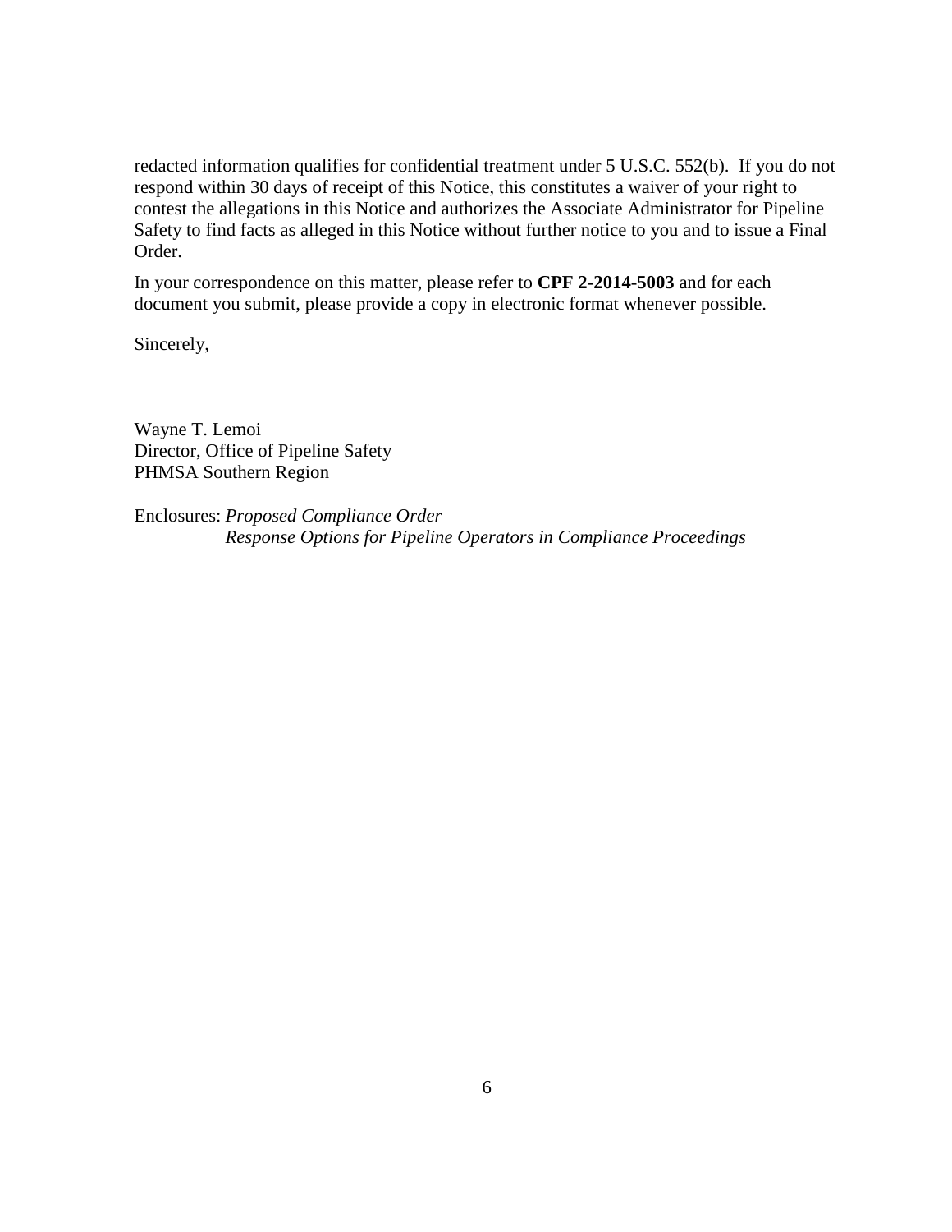redacted information qualifies for confidential treatment under 5 U.S.C. 552(b). If you do not respond within 30 days of receipt of this Notice, this constitutes a waiver of your right to contest the allegations in this Notice and authorizes the Associate Administrator for Pipeline Safety to find facts as alleged in this Notice without further notice to you and to issue a Final Order.

In your correspondence on this matter, please refer to **CPF 2-2014-5003** and for each document you submit, please provide a copy in electronic format whenever possible.

Sincerely,

Wayne T. Lemoi
Director, Office of Pipeline Safety
PHMSA Southern Region

Enclosures: *Proposed Compliance Order*
*Response Options for Pipeline Operators in Compliance Proceedings*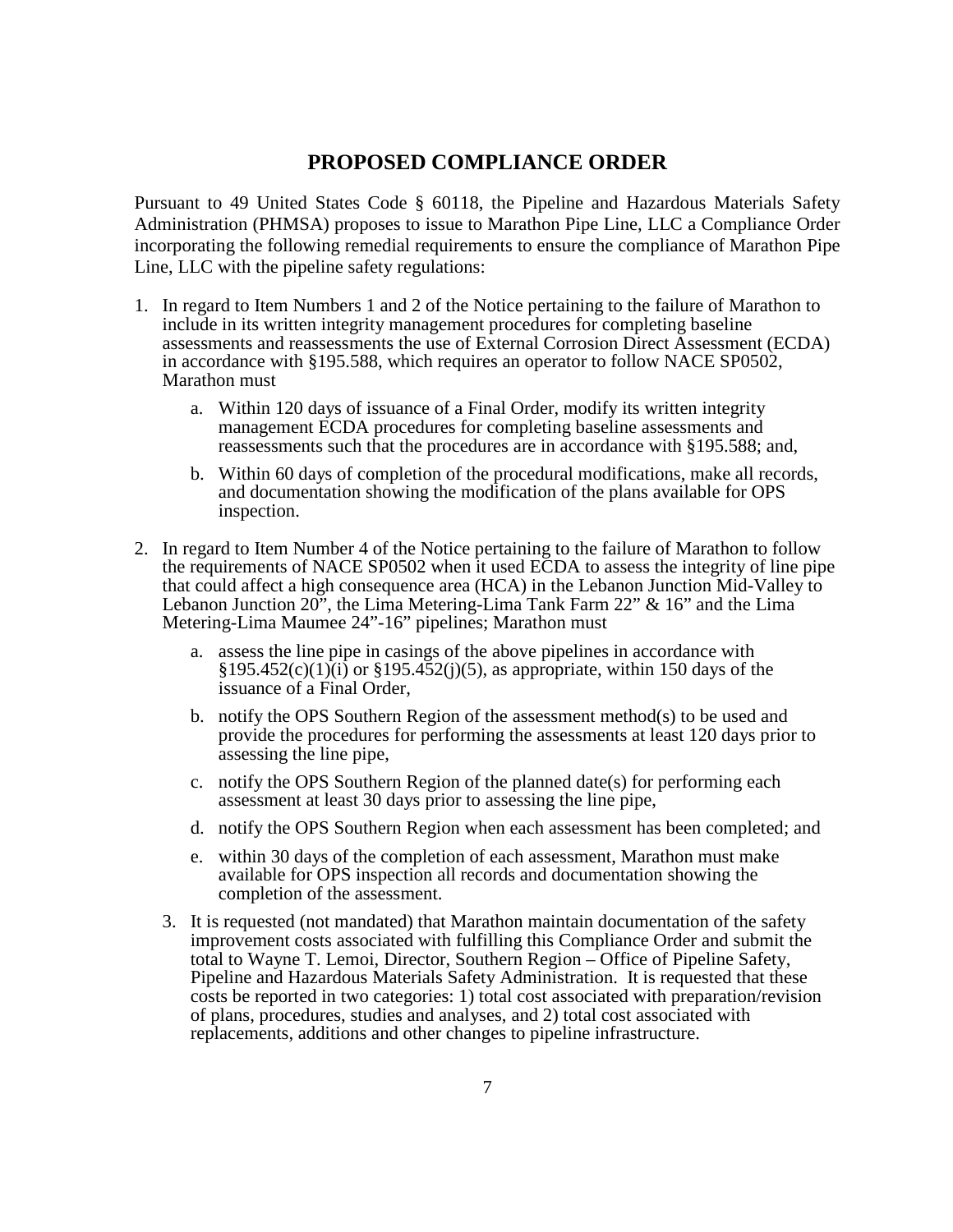## PROPOSED COMPLIANCE ORDER

Pursuant to 49 United States Code § 60118, the Pipeline and Hazardous Materials Safety Administration (PHMSA) proposes to issue to Marathon Pipe Line, LLC a Compliance Order incorporating the following remedial requirements to ensure the compliance of Marathon Pipe Line, LLC with the pipeline safety regulations:

1. In regard to Item Numbers 1 and 2 of the Notice pertaining to the failure of Marathon to include in its written integrity management procedures for completing baseline assessments and reassessments the use of External Corrosion Direct Assessment (ECDA) in accordance with §195.588, which requires an operator to follow NACE SP0502, Marathon must
   a. Within 120 days of issuance of a Final Order, modify its written integrity management ECDA procedures for completing baseline assessments and reassessments such that the procedures are in accordance with §195.588; and,
   b. Within 60 days of completion of the procedural modifications, make all records, and documentation showing the modification of the plans available for OPS inspection.

2. In regard to Item Number 4 of the Notice pertaining to the failure of Marathon to follow the requirements of NACE SP0502 when it used ECDA to assess the integrity of line pipe that could affect a high consequence area (HCA) in the Lebanon Junction Mid-Valley to Lebanon Junction 20", the Lima Metering-Lima Tank Farm 22" & 16" and the Lima Metering-Lima Maumee 24"-16" pipelines; Marathon must
   a. assess the line pipe in casings of the above pipelines in accordance with §195.452(c)(1)(i) or §195.452(j)(5), as appropriate, within 150 days of the issuance of a Final Order,
   b. notify the OPS Southern Region of the assessment method(s) to be used and provide the procedures for performing the assessments at least 120 days prior to assessing the line pipe,
   c. notify the OPS Southern Region of the planned date(s) for performing each assessment at least 30 days prior to assessing the line pipe,
   d. notify the OPS Southern Region when each assessment has been completed; and
   e. within 30 days of the completion of each assessment, Marathon must make available for OPS inspection all records and documentation showing the completion of the assessment.

3. It is requested (not mandated) that Marathon maintain documentation of the safety improvement costs associated with fulfilling this Compliance Order and submit the total to Wayne T. Lemoi, Director, Southern Region – Office of Pipeline Safety, Pipeline and Hazardous Materials Safety Administration. It is requested that these costs be reported in two categories: 1) total cost associated with preparation/revision of plans, procedures, studies and analyses, and 2) total cost associated with replacements, additions and other changes to pipeline infrastructure.